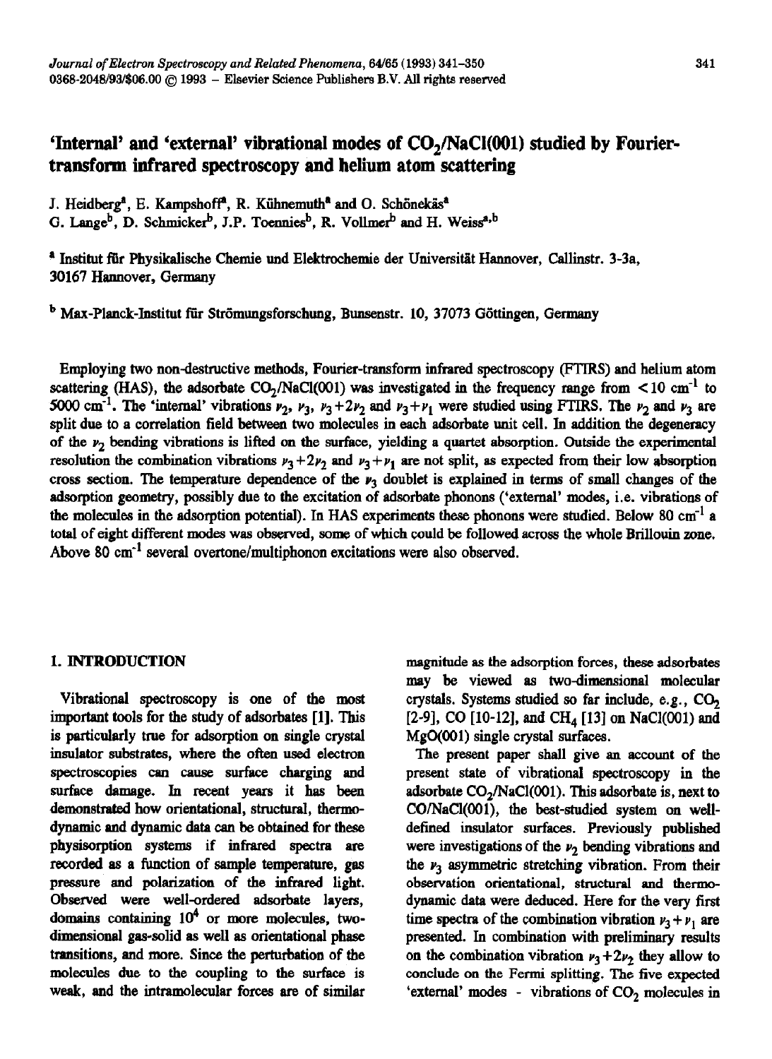# 'Internal' and 'external' vibrational modes of $CO_2$/NaCl(001) studied by Fourier-transform infrared spectroscopy and helium atom scattering

J. Heidberg[a], E. Kampshoff[a], R. Kühnemuth[a] and O. Schönekäs[a]
G. Lange[b], D. Schmicker[b], J.P. Toennies[b], R. Vollmer[b] and H. Weiss[a,b]

[a] Institut für Physikalische Chemie und Elektrochemie der Universität Hannover, Callinstr. 3-3a, 30167 Hannover, Germany

[b] Max-Planck-Institut für Strömungsforschung, Bunsenstr. 10, 37073 Göttingen, Germany

Employing two non-destructive methods, Fourier-transform infrared spectroscopy (FTIRS) and helium atom scattering (HAS), the adsorbate $CO_2$/NaCl(001) was investigated in the frequency range from $< 10$ cm$^{-1}$ to 5000 cm$^{-1}$. The 'internal' vibrations $\nu_2$, $\nu_3$, $\nu_3+2\nu_2$ and $\nu_3+\nu_1$ were studied using FTIRS. The $\nu_2$ and $\nu_3$ are split due to a correlation field between two molecules in each adsorbate unit cell. In addition the degeneracy of the $\nu_2$ bending vibrations is lifted on the surface, yielding a quartet absorption. Outside the experimental resolution the combination vibrations $\nu_3+2\nu_2$ and $\nu_3+\nu_1$ are not split, as expected from their low absorption cross section. The temperature dependence of the $\nu_3$ doublet is explained in terms of small changes of the adsorption geometry, possibly due to the excitation of adsorbate phonons ('external' modes, i.e. vibrations of the molecules in the adsorption potential). In HAS experiments these phonons were studied. Below 80 cm$^{-1}$ a total of eight different modes was observed, some of which could be followed across the whole Brillouin zone. Above 80 cm$^{-1}$ several overtone/multiphonon excitations were also observed.

## 1. INTRODUCTION

Vibrational spectroscopy is one of the most important tools for the study of adsorbates [1]. This is particularly true for adsorption on single crystal insulator substrates, where the often used electron spectroscopies can cause surface charging and surface damage. In recent years it has been demonstrated how orientational, structural, thermodynamic and dynamic data can be obtained for these physisorption systems if infrared spectra are recorded as a function of sample temperature, gas pressure and polarization of the infrared light. Observed were well-ordered adsorbate layers, domains containing $10^4$ or more molecules, two-dimensional gas-solid as well as orientational phase transitions, and more. Since the perturbation of the molecules due to the coupling to the surface is weak, and the intramolecular forces are of similar magnitude as the adsorption forces, these adsorbates may be viewed as two-dimensional molecular crystals. Systems studied so far include, e.g., $CO_2$ [2-9], CO [10-12], and $CH_4$ [13] on NaCl(001) and MgO(001) single crystal surfaces.

The present paper shall give an account of the present state of vibrational spectroscopy in the adsorbate $CO_2$/NaCl(001). This adsorbate is, next to CO/NaCl(001), the best-studied system on well-defined insulator surfaces. Previously published were investigations of the $\nu_2$ bending vibrations and the $\nu_3$ asymmetric stretching vibration. From their observation orientational, structural and thermodynamic data were deduced. Here for the very first time spectra of the combination vibration $\nu_3+\nu_1$ are presented. In combination with preliminary results on the combination vibration $\nu_3+2\nu_2$ they allow to conclude on the Fermi splitting. The five expected 'external' modes - vibrations of $CO_2$ molecules in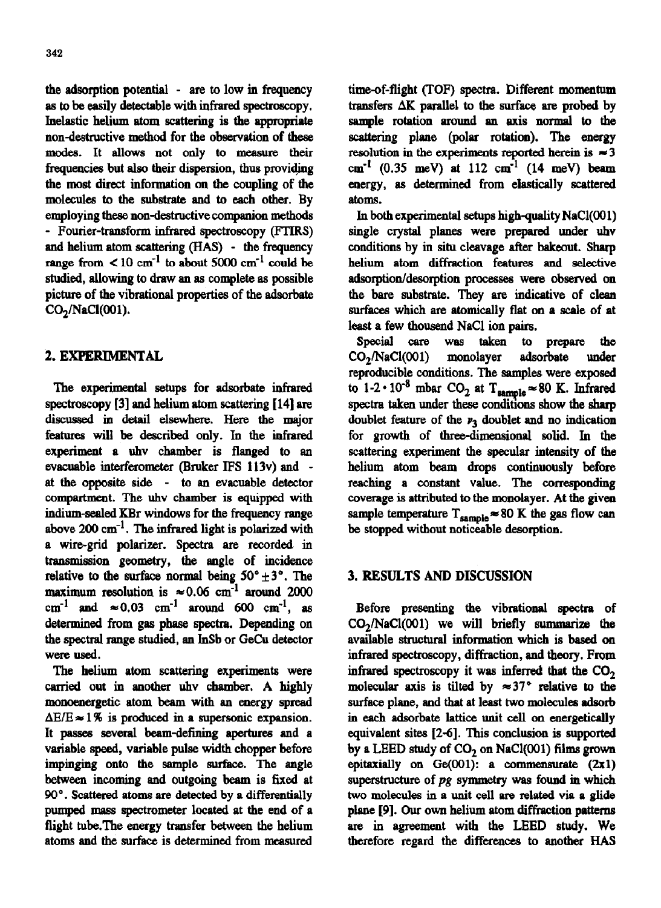the adsorption potential - are to low in frequency as to be easily detectable with infrared spectroscopy. Inelastic helium atom scattering is the appropriate non-destructive method for the observation of these modes. It allows not only to measure their frequencies but also their dispersion, thus providing the most direct information on the coupling of the molecules to the substrate and to each other. By employing these non-destructive companion methods - Fourier-transform infrared spectroscopy (FTIRS) and helium atom scattering (HAS) - the frequency range from $< 10$ cm$^{-1}$ to about 5000 cm$^{-1}$ could be studied, allowing to draw an as complete as possible picture of the vibrational properties of the adsorbate $CO_2$/NaCl(001).

## 2. EXPERIMENTAL

The experimental setups for adsorbate infrared spectroscopy [3] and helium atom scattering [14] are discussed in detail elsewhere. Here the major features will be described only. In the infrared experiment a uhv chamber is flanged to an evacuable interferometer (Bruker IFS 113v) and - at the opposite side - to an evacuable detector compartment. The uhv chamber is equipped with indium-sealed KBr windows for the frequency range above 200 cm$^{-1}$. The infrared light is polarized with a wire-grid polarizer. Spectra are recorded in transmission geometry, the angle of incidence relative to the surface normal being $50° \pm 3°$. The maximum resolution is $\approx 0.06$ cm$^{-1}$ around 2000 cm$^{-1}$ and $\approx 0.03$ cm$^{-1}$ around 600 cm$^{-1}$, as determined from gas phase spectra. Depending on the spectral range studied, an InSb or GeCu detector were used.

The helium atom scattering experiments were carried out in another uhv chamber. A highly monoenergetic atom beam with an energy spread $\Delta E/E \approx 1\%$ is produced in a supersonic expansion. It passes several beam-defining apertures and a variable speed, variable pulse width chopper before impinging onto the sample surface. The angle between incoming and outgoing beam is fixed at 90°. Scattered atoms are detected by a differentially pumped mass spectrometer located at the end of a flight tube. The energy transfer between the helium atoms and the surface is determined from measured time-of-flight (TOF) spectra. Different momentum transfers $\Delta K$ parallel to the surface are probed by sample rotation around an axis normal to the scattering plane (polar rotation). The energy resolution in the experiments reported herein is $\approx 3$ cm$^{-1}$ (0.35 meV) at 112 cm$^{-1}$ (14 meV) beam energy, as determined from elastically scattered atoms.

In both experimental setups high-quality NaCl(001) single crystal planes were prepared under uhv conditions by in situ cleavage after bakeout. Sharp helium atom diffraction features and selective adsorption/desorption processes were observed on the bare substrate. They are indicative of clean surfaces which are atomically flat on a scale of at least a few thousand NaCl ion pairs.

Special care was taken to prepare the $CO_2$/NaCl(001) monolayer adsorbate under reproducible conditions. The samples were exposed to $1\text{-}2 \cdot 10^{-8}$ mbar $CO_2$ at $T_{sample} \approx 80$ K. Infrared spectra taken under these conditions show the sharp doublet feature of the $\nu_3$ doublet and no indication for growth of three-dimensional solid. In the scattering experiment the specular intensity of the helium atom beam drops continuously before reaching a constant value. The corresponding coverage is attributed to the monolayer. At the given sample temperature $T_{sample} \approx 80$ K the gas flow can be stopped without noticeable desorption.

## 3. RESULTS AND DISCUSSION

Before presenting the vibrational spectra of $CO_2$/NaCl(001) we will briefly summarize the available structural information which is based on infrared spectroscopy, diffraction, and theory. From infrared spectroscopy it was inferred that the $CO_2$ molecular axis is tilted by $\approx 37°$ relative to the surface plane, and that at least two molecules adsorb in each adsorbate lattice unit cell on energetically equivalent sites [2-6]. This conclusion is supported by a LEED study of $CO_2$ on NaCl(001) films grown epitaxially on Ge(001): a commensurate (2x1) superstructure of *pg* symmetry was found in which two molecules in a unit cell are related via a glide plane [9]. Our own helium atom diffraction patterns are in agreement with the LEED study. We therefore regard the differences to another HAS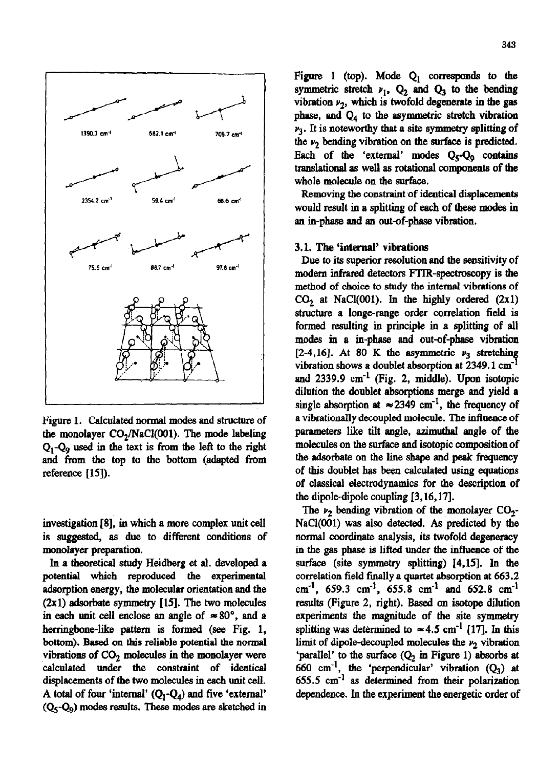Figure 1. Calculated normal modes and structure of the monolayer $CO_2$/NaCl(001). The mode labeling $Q_1$-$Q_9$ used in the text is from the left to the right and from the top to the bottom (adapted from reference [15]).

investigation [8], in which a more complex unit cell is suggested, as due to different conditions of monolayer preparation.

In a theoretical study Heidberg et al. developed a potential which reproduced the experimental adsorption energy, the molecular orientation and the (2x1) adsorbate symmetry [15]. The two molecules in each unit cell enclose an angle of $\approx 80°$, and a herringbone-like pattern is formed (see Fig. 1, bottom). Based on this reliable potential the normal vibrations of $CO_2$ molecules in the monolayer were calculated under the constraint of identical displacements of the two molecules in each unit cell. A total of four 'internal' ($Q_1$-$Q_4$) and five 'external' ($Q_5$-$Q_9$) modes results. These modes are sketched in Figure 1 (top). Mode $Q_1$ corresponds to the symmetric stretch $\nu_1$, $Q_2$ and $Q_3$ to the bending vibration $\nu_2$, which is twofold degenerate in the gas phase, and $Q_4$ to the asymmetric stretch vibration $\nu_3$. It is noteworthy that a site symmetry splitting of the $\nu_2$ bending vibration on the surface is predicted. Each of the 'external' modes $Q_5$-$Q_9$ contains translational as well as rotational components of the whole molecule on the surface.

Removing the constraint of identical displacements would result in a splitting of each of these modes in an in-phase and an out-of-phase vibration.

### 3.1. The 'internal' vibrations

Due to its superior resolution and the sensitivity of modern infrared detectors FTIR-spectroscopy is the method of choice to study the internal vibrations of $CO_2$ at NaCl(001). In the highly ordered (2x1) structure a longe-range order correlation field is formed resulting in principle in a splitting of all modes in a in-phase and out-of-phase vibration [2-4,16]. At 80 K the asymmetric $\nu_3$ stretching vibration shows a doublet absorption at 2349.1 $cm^{-1}$ and 2339.9 $cm^{-1}$ (Fig. 2, middle). Upon isotopic dilution the doublet absorptions merge and yield a single absorption at $\approx 2349$ $cm^{-1}$, the frequency of a vibrationally decoupled molecule. The influence of parameters like tilt angle, azimuthal angle of the molecules on the surface and isotopic composition of the adsorbate on the line shape and peak frequency of this doublet has been calculated using equations of classical electrodynamics for the description of the dipole-dipole coupling [3,16,17].

The $\nu_2$ bending vibration of the monolayer $CO_2$-NaCl(001) was also detected. As predicted by the normal coordinate analysis, its twofold degeneracy in the gas phase is lifted under the influence of the surface (site symmetry splitting) [4,15]. In the correlation field finally a quartet absorption at 663.2 $cm^{-1}$, 659.3 $cm^{-1}$, 655.8 $cm^{-1}$ and 652.8 $cm^{-1}$ results (Figure 2, right). Based on isotope dilution experiments the magnitude of the site symmetry splitting was determined to $\approx 4.5$ $cm^{-1}$ [17]. In this limit of dipole-decoupled molecules the $\nu_2$ vibration 'parallel' to the surface ($Q_2$ in Figure 1) absorbs at 660 $cm^{-1}$, the 'perpendicular' vibration ($Q_3$) at 655.5 $cm^{-1}$ as determined from their polarization dependence. In the experiment the energetic order of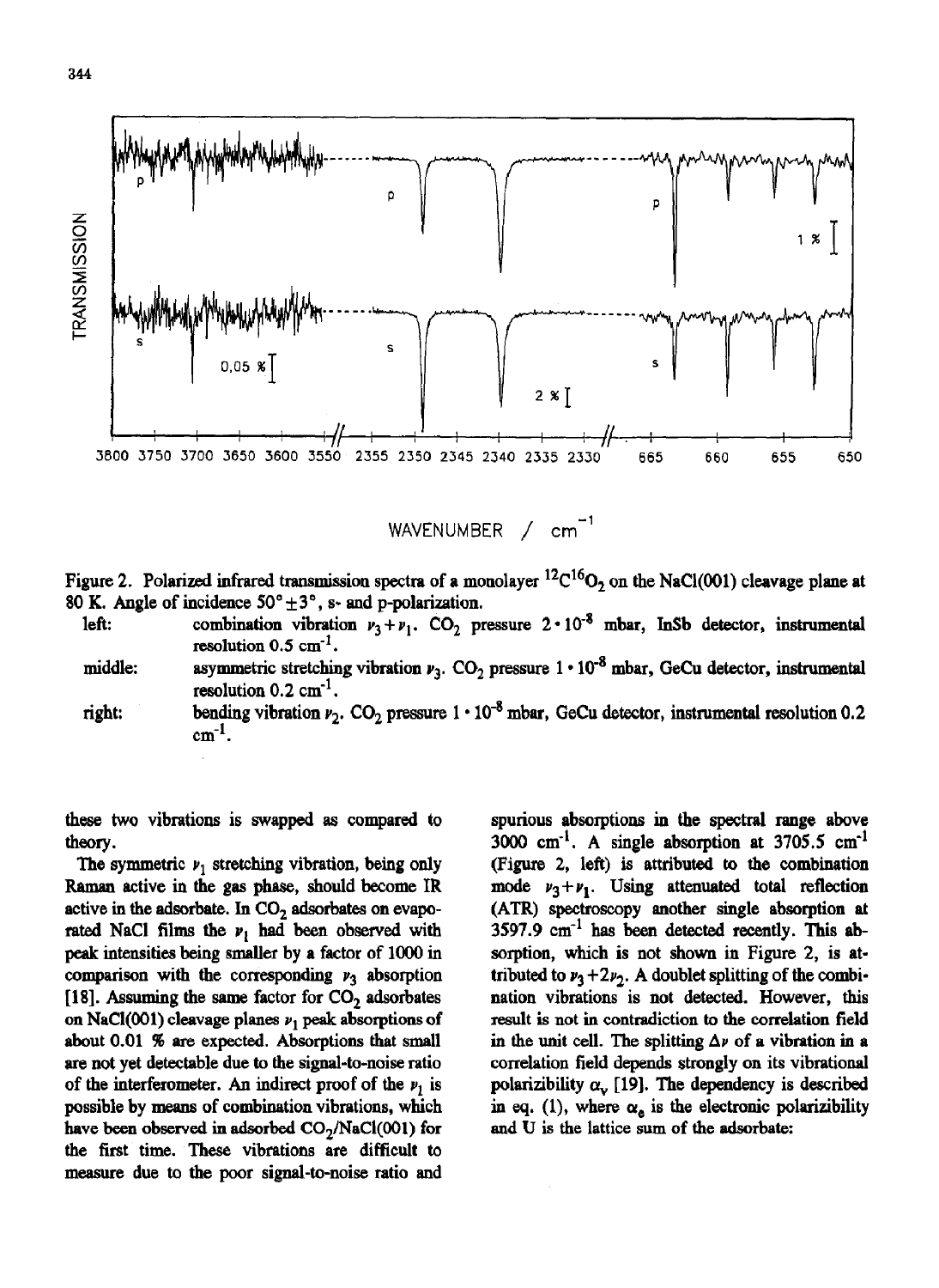Figure 2. Polarized infrared transmission spectra of a monolayer $^{12}C^{16}O_2$ on the NaCl(001) cleavage plane at 80 K. Angle of incidence 50° ±3°, s- and p-polarization.

left: combination vibration $\nu_3+\nu_1$. $CO_2$ pressure $2 \cdot 10^{-8}$ mbar, InSb detector, instrumental resolution 0.5 $cm^{-1}$.

middle: asymmetric stretching vibration $\nu_3$. $CO_2$ pressure $1 \cdot 10^{-8}$ mbar, GeCu detector, instrumental resolution 0.2 $cm^{-1}$.

right: bending vibration $\nu_2$. $CO_2$ pressure $1 \cdot 10^{-8}$ mbar, GeCu detector, instrumental resolution 0.2 $cm^{-1}$.

these two vibrations is swapped as compared to theory.

The symmetric $\nu_1$ stretching vibration, being only Raman active in the gas phase, should become IR active in the adsorbate. In $CO_2$ adsorbates on evaporated NaCl films the $\nu_1$ had been observed with peak intensities being smaller by a factor of 1000 in comparison with the corresponding $\nu_3$ absorption [18]. Assuming the same factor for $CO_2$ adsorbates on NaCl(001) cleavage planes $\nu_1$ peak absorptions of about 0.01 % are expected. Absorptions that small are not yet detectable due to the signal-to-noise ratio of the interferometer. An indirect proof of the $\nu_1$ is possible by means of combination vibrations, which have been observed in adsorbed $CO_2$/NaCl(001) for the first time. These vibrations are difficult to measure due to the poor signal-to-noise ratio and spurious absorptions in the spectral range above 3000 $cm^{-1}$. A single absorption at 3705.5 $cm^{-1}$ (Figure 2, left) is attributed to the combination mode $\nu_3+\nu_1$. Using attenuated total reflection (ATR) spectroscopy another single absorption at 3597.9 $cm^{-1}$ has been detected recently. This absorption, which is not shown in Figure 2, is attributed to $\nu_3+2\nu_2$. A doublet splitting of the combination vibrations is not detected. However, this result is not in contradiction to the correlation field in the unit cell. The splitting $\Delta\nu$ of a vibration in a correlation field depends strongly on its vibrational polarizibility $\alpha_v$ [19]. The dependency is described in eq. (1), where $\alpha_e$ is the electronic polarizibility and U is the lattice sum of the adsorbate: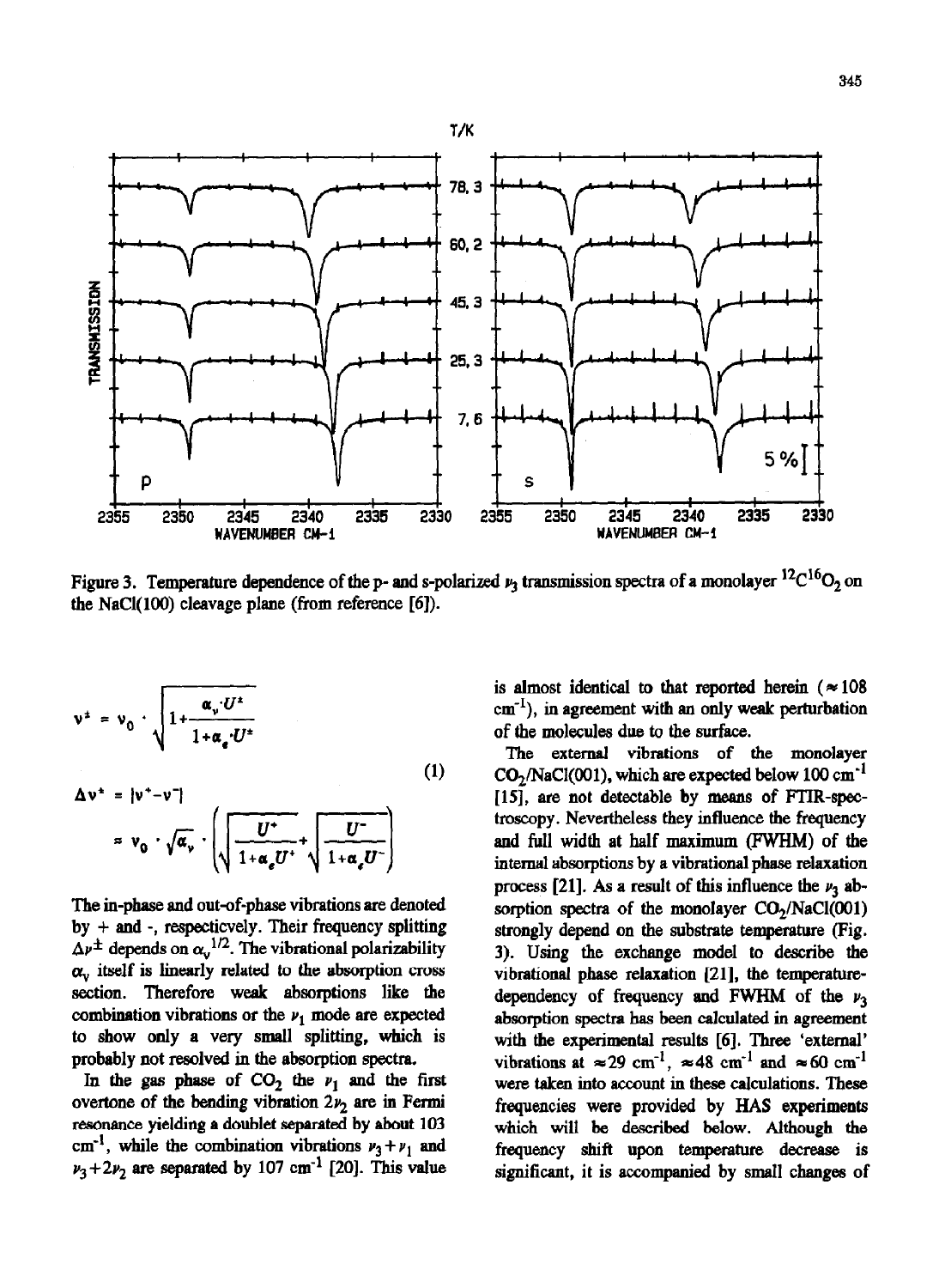Figure 3. Temperature dependence of the p- and s-polarized $\nu_3$ transmission spectra of a monolayer $^{12}C^{16}O_2$ on the NaCl(100) cleavage plane (from reference [6]).

$$\nu^{\pm} = \nu_0 \cdot \sqrt{1+\frac{\alpha_v \cdot U^{\pm}}{1+\alpha_e \cdot U^{\pm}}}$$

$$\Delta\nu^{\pm} = |\nu^{+}-\nu^{-}| \approx \nu_0 \cdot \sqrt{\alpha_v} \cdot \left(\sqrt{\frac{U^{+}}{1+\alpha_e U^{+}}}+\sqrt{\frac{U^{-}}{1+\alpha_e U^{-}}}\right) \tag{1}$$

The in-phase and out-of-phase vibrations are denoted by + and -, respecticvely. Their frequency splitting $\Delta\nu^{\pm}$ depends on $\alpha_v^{1/2}$. The vibrational polarizability $\alpha_v$ itself is linearly related to the absorption cross section. Therefore weak absorptions like the combination vibrations or the $\nu_1$ mode are expected to show only a very small splitting, which is probably not resolved in the absorption spectra.

In the gas phase of $CO_2$ the $\nu_1$ and the first overtone of the bending vibration $2\nu_2$ are in Fermi resonance yielding a doublet separated by about 103 $cm^{-1}$, while the combination vibrations $\nu_3+\nu_1$ and $\nu_3+2\nu_2$ are separated by 107 $cm^{-1}$ [20]. This value is almost identical to that reported herein ($\approx$ 108 $cm^{-1}$), in agreement with an only weak perturbation of the molecules due to the surface.

The external vibrations of the monolayer $CO_2$/NaCl(001), which are expected below 100 $cm^{-1}$ [15], are not detectable by means of FTIR-spectroscopy. Nevertheless they influence the frequency and full width at half maximum (FWHM) of the internal absorptions by a vibrational phase relaxation process [21]. As a result of this influence the $\nu_3$ absorption spectra of the monolayer $CO_2$/NaCl(001) strongly depend on the substrate temperature (Fig. 3). Using the exchange model to describe the vibrational phase relaxation [21], the temperature-dependency of frequency and FWHM of the $\nu_3$ absorption spectra has been calculated in agreement with the experimental results [6]. Three 'external' vibrations at $\approx$29 $cm^{-1}$, $\approx$48 $cm^{-1}$ and $\approx$60 $cm^{-1}$ were taken into account in these calculations. These frequencies were provided by HAS experiments which will be described below. Although the frequency shift upon temperature decrease is significant, it is accompanied by small changes of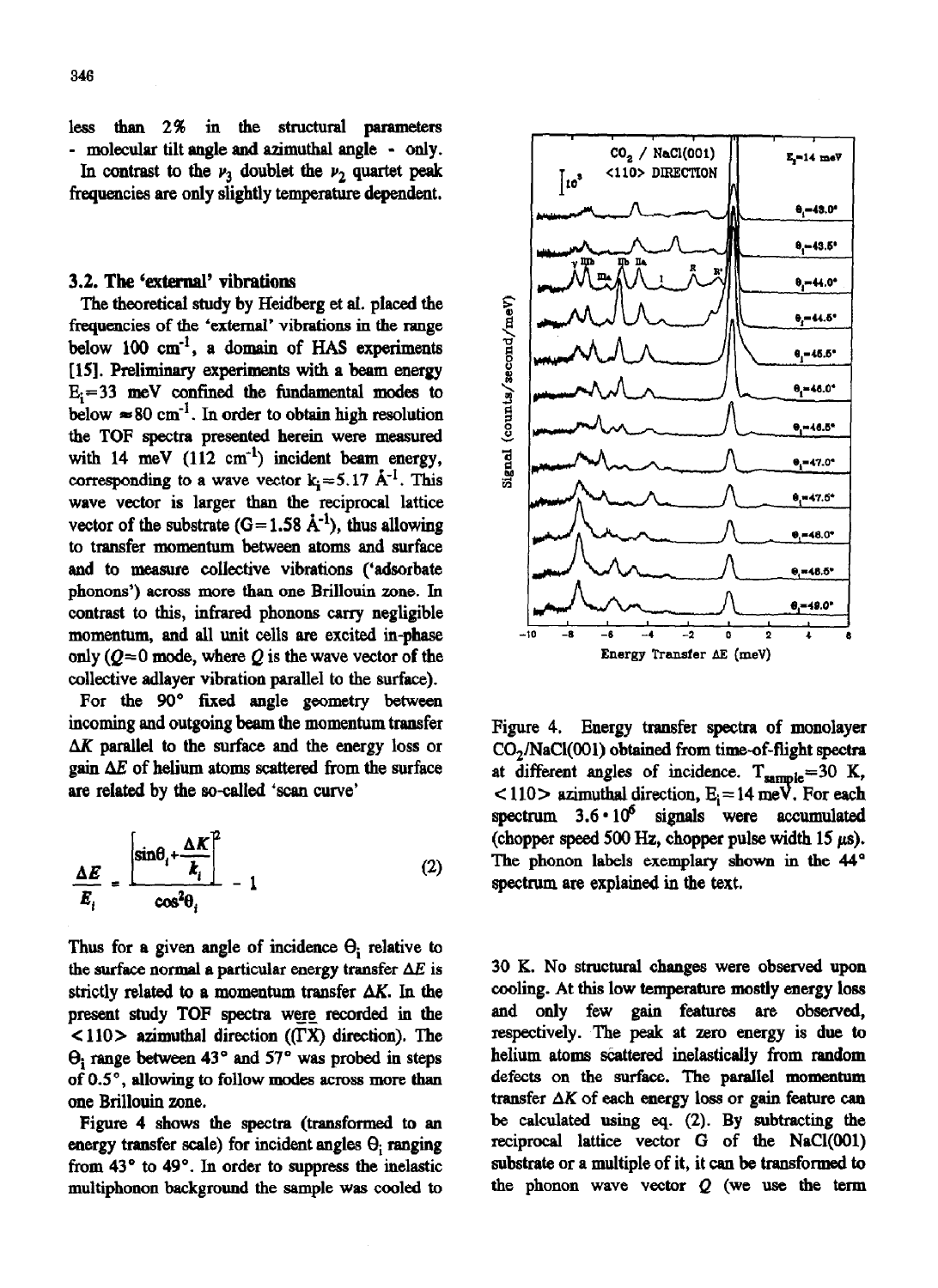less than 2% in the structural parameters - molecular tilt angle and azimuthal angle - only.

In contrast to the $\nu_3$ doublet the $\nu_2$ quartet peak frequencies are only slightly temperature dependent.

### 3.2. The 'external' vibrations

The theoretical study by Heidberg et al. placed the frequencies of the 'external' vibrations in the range below 100 cm$^{-1}$, a domain of HAS experiments [15]. Preliminary experiments with a beam energy $E_i$=33 meV confined the fundamental modes to below $\approx$80 cm$^{-1}$. In order to obtain high resolution the TOF spectra presented herein were measured with 14 meV (112 cm$^{-1}$) incident beam energy, corresponding to a wave vector $k_i$=5.17 Å$^{-1}$. This wave vector is larger than the reciprocal lattice vector of the substrate (G=1.58 Å$^{-1}$), thus allowing to transfer momentum between atoms and surface and to measure collective vibrations ('adsorbate phonons') across more than one Brillouin zone. In contrast to this, infrared phonons carry negligible momentum, and all unit cells are excited in-phase only ($Q$=0 mode, where $Q$ is the wave vector of the collective adlayer vibration parallel to the surface).

For the 90° fixed angle geometry between incoming and outgoing beam the momentum transfer $\Delta K$ parallel to the surface and the energy loss or gain $\Delta E$ of helium atoms scattered from the surface are related by the so-called 'scan curve'

$$\frac{\Delta E}{E_i} = \frac{\left[\sin\theta_i + \frac{\Delta K}{k_i}\right]^2}{\cos^2\theta_i} - 1 \tag{2}$$

Thus for a given angle of incidence $\theta_i$ relative to the surface normal a particular energy transfer $\Delta E$ is strictly related to a momentum transfer $\Delta K$. In the present study TOF spectra were recorded in the <110> azimuthal direction ($\overline{\Gamma X}$ direction). The $\theta_i$ range between 43° and 57° was probed in steps of 0.5°, allowing to follow modes across more than one Brillouin zone.

Figure 4 shows the spectra (transformed to an energy transfer scale) for incident angles $\theta_i$ ranging from 43° to 49°. In order to suppress the inelastic multiphonon background the sample was cooled to 30 K. No structural changes were observed upon cooling. At this low temperature mostly energy loss and only few gain features are observed, respectively. The peak at zero energy is due to helium atoms scattered inelastically from random defects on the surface. The parallel momentum transfer $\Delta K$ of each energy loss or gain feature can be calculated using eq. (2). By subtracting the reciprocal lattice vector G of the NaCl(001) substrate or a multiple of it, it can be transformed to the phonon wave vector $Q$ (we use the term

Figure 4. Energy transfer spectra of monolayer $CO_2$/NaCl(001) obtained from time-of-flight spectra at different angles of incidence. $T_{sample}$=30 K, <110> azimuthal direction, $E_i$=14 meV. For each spectrum $3.6 \cdot 10^6$ signals were accumulated (chopper speed 500 Hz, chopper pulse width 15 μs). The phonon labels exemplary shown in the 44° spectrum are explained in the text.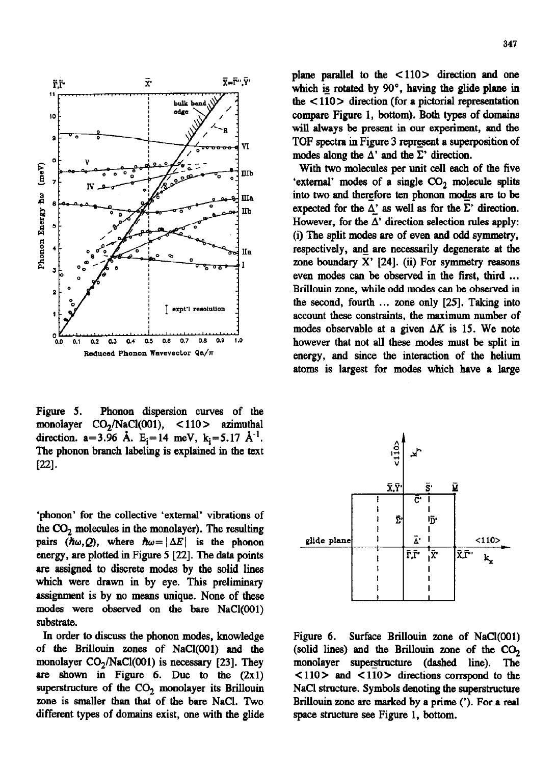Figure 5. Phonon dispersion curves of the monolayer $CO_2$/NaCl(001), <110> azimuthal direction. a=3.96 Å. $E_i$=14 meV, $k_i$=5.17 $Å^{-1}$. The phonon branch labeling is explained in the text [22].

'phonon' for the collective 'external' vibrations of the $CO_2$ molecules in the monolayer). The resulting pairs ($\hbar\omega$,$Q$), where $\hbar\omega = |\Delta E|$ is the phonon energy, are plotted in Figure 5 [22]. The data points are assigned to discrete modes by the solid lines which were drawn in by eye. This preliminary assignment is by no means unique. None of these modes were observed on the bare NaCl(001) substrate.

In order to discuss the phonon modes, knowledge of the Brillouin zones of NaCl(001) and the monolayer $CO_2$/NaCl(001) is necessary [23]. They are shown in Figure 6. Due to the (2x1) superstructure of the $CO_2$ monolayer its Brillouin zone is smaller than that of the bare NaCl. Two different types of domains exist, one with the glide plane parallel to the <110> direction and one which is rotated by 90°, having the glide plane in the <1$\bar{1}$0> direction (for a pictorial representation compare Figure 1, bottom). Both types of domains will always be present in our experiment, and the TOF spectra in Figure 3 represent a superposition of modes along the $\bar{\Delta}'$ and the $\bar{\Sigma}'$ direction.

With two molecules per unit cell each of the five 'external' modes of a single $CO_2$ molecule splits into two and therefore ten phonon modes are to be expected for the $\bar{\Delta}'$ as well as for the $\bar{\Sigma}'$ direction. However, for the $\bar{\Delta}'$ direction selection rules apply: (i) The split modes are of even and odd symmetry, respectively, and are necessarily degenerate at the zone boundary $\bar{X}'$ [24]. (ii) For symmetry reasons even modes can be observed in the first, third ... Brillouin zone, while odd modes can be observed in the second, fourth ... zone only [25]. Taking into account these constraints, the maximum number of modes observable at a given $\Delta K$ is 15. We note however that not all these modes must be split in energy, and since the interaction of the helium atoms is largest for modes which have a large

Figure 6. Surface Brillouin zone of NaCl(001) (solid lines) and the Brillouin zone of the $CO_2$ monolayer superstructure (dashed line). The <110> and <1$\bar{1}$0> directions corrspond to the NaCl structure. Symbols denoting the superstructure Brillouin zone are marked by a prime ('). For a real space structure see Figure 1, bottom.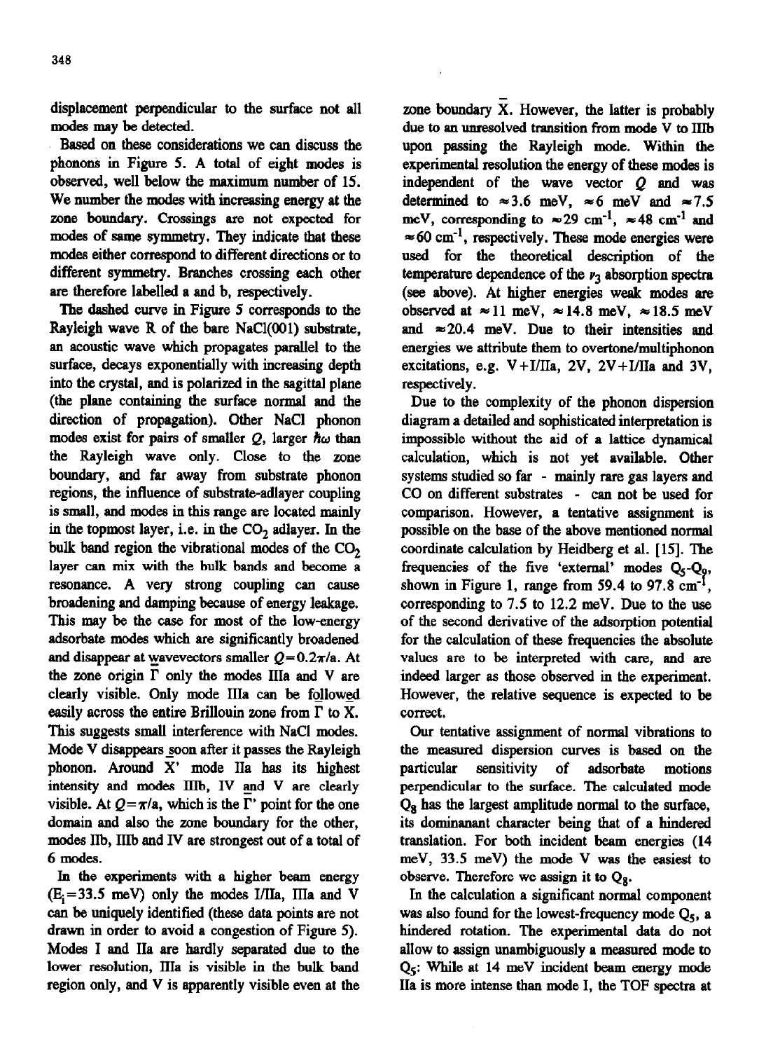displacement perpendicular to the surface not all modes may be detected.

Based on these considerations we can discuss the phonons in Figure 5. A total of eight modes is observed, well below the maximum number of 15. We number the modes with increasing energy at the zone boundary. Crossings are not expected for modes of same symmetry. They indicate that these modes either correspond to different directions or to different symmetry. Branches crossing each other are therefore labelled a and b, respectively.

The dashed curve in Figure 5 corresponds to the Rayleigh wave R of the bare NaCl(001) substrate, an acoustic wave which propagates parallel to the surface, decays exponentially with increasing depth into the crystal, and is polarized in the sagittal plane (the plane containing the surface normal and the direction of propagation). Other NaCl phonon modes exist for pairs of smaller $Q$, larger $\hbar\omega$ than the Rayleigh wave only. Close to the zone boundary, and far away from substrate phonon regions, the influence of substrate-adlayer coupling is small, and modes in this range are located mainly in the topmost layer, i.e. in the $CO_2$ adlayer. In the bulk band region the vibrational modes of the $CO_2$ layer can mix with the bulk bands and become a resonance. A very strong coupling can cause broadening and damping because of energy leakage. This may be the case for most of the low-energy adsorbate modes which are significantly broadened and disappear at wavevectors smaller $Q=0.2\pi/a$. At the zone origin $\bar{\Gamma}$ only the modes IIIa and V are clearly visible. Only mode IIIa can be followed easily across the entire Brillouin zone from $\bar{\Gamma}$ to $\bar{X}$. This suggests small interference with NaCl modes. Mode V disappears soon after it passes the Rayleigh phonon. Around $\bar{X}'$ mode IIa has its highest intensity and modes IIIb, IV and V are clearly visible. At $Q=\pi/a$, which is the $\bar{\Gamma}'$ point for the one domain and also the zone boundary for the other, modes IIb, IIIb and IV are strongest out of a total of 6 modes.

In the experiments with a higher beam energy ($E_i=33.5$ meV) only the modes I/IIa, IIIa and V can be uniquely identified (these data points are not drawn in order to avoid a congestion of Figure 5). Modes I and IIa are hardly separated due to the lower resolution, IIIa is visible in the bulk band region only, and V is apparently visible even at the zone boundary $\bar{X}$. However, the latter is probably due to an unresolved transition from mode V to IIIb upon passing the Rayleigh mode. Within the experimental resolution the energy of these modes is independent of the wave vector $Q$ and was determined to $\approx 3.6$ meV, $\approx 6$ meV and $\approx 7.5$ meV, corresponding to $\approx 29$ cm$^{-1}$, $\approx 48$ cm$^{-1}$ and $\approx 60$ cm$^{-1}$, respectively. These mode energies were used for the theoretical description of the temperature dependence of the $\nu_3$ absorption spectra (see above). At higher energies weak modes are observed at $\approx 11$ meV, $\approx 14.8$ meV, $\approx 18.5$ meV and $\approx 20.4$ meV. Due to their intensities and energies we attribute them to overtone/multiphonon excitations, e.g. V+I/IIa, 2V, 2V+I/IIa and 3V, respectively.

Due to the complexity of the phonon dispersion diagram a detailed and sophisticated interpretation is impossible without the aid of a lattice dynamical calculation, which is not yet available. Other systems studied so far - mainly rare gas layers and CO on different substrates - can not be used for comparison. However, a tentative assignment is possible on the base of the above mentioned normal coordinate calculation by Heidberg et al. [15]. The frequencies of the five 'external' modes $Q_5$-$Q_9$, shown in Figure 1, range from 59.4 to 97.8 cm$^{-1}$, corresponding to 7.5 to 12.2 meV. Due to the use of the second derivative of the adsorption potential for the calculation of these frequencies the absolute values are to be interpreted with care, and are indeed larger as those observed in the experiment. However, the relative sequence is expected to be correct.

Our tentative assignment of normal vibrations to the measured dispersion curves is based on the particular sensitivity of adsorbate motions perpendicular to the surface. The calculated mode $Q_8$ has the largest amplitude normal to the surface, its dominanant character being that of a hindered translation. For both incident beam energies (14 meV, 33.5 meV) the mode V was the easiest to observe. Therefore we assign it to $Q_8$.

In the calculation a significant normal component was also found for the lowest-frequency mode $Q_5$, a hindered rotation. The experimental data do not allow to assign unambiguously a measured mode to $Q_5$: While at 14 meV incident beam energy mode IIa is more intense than mode I, the TOF spectra at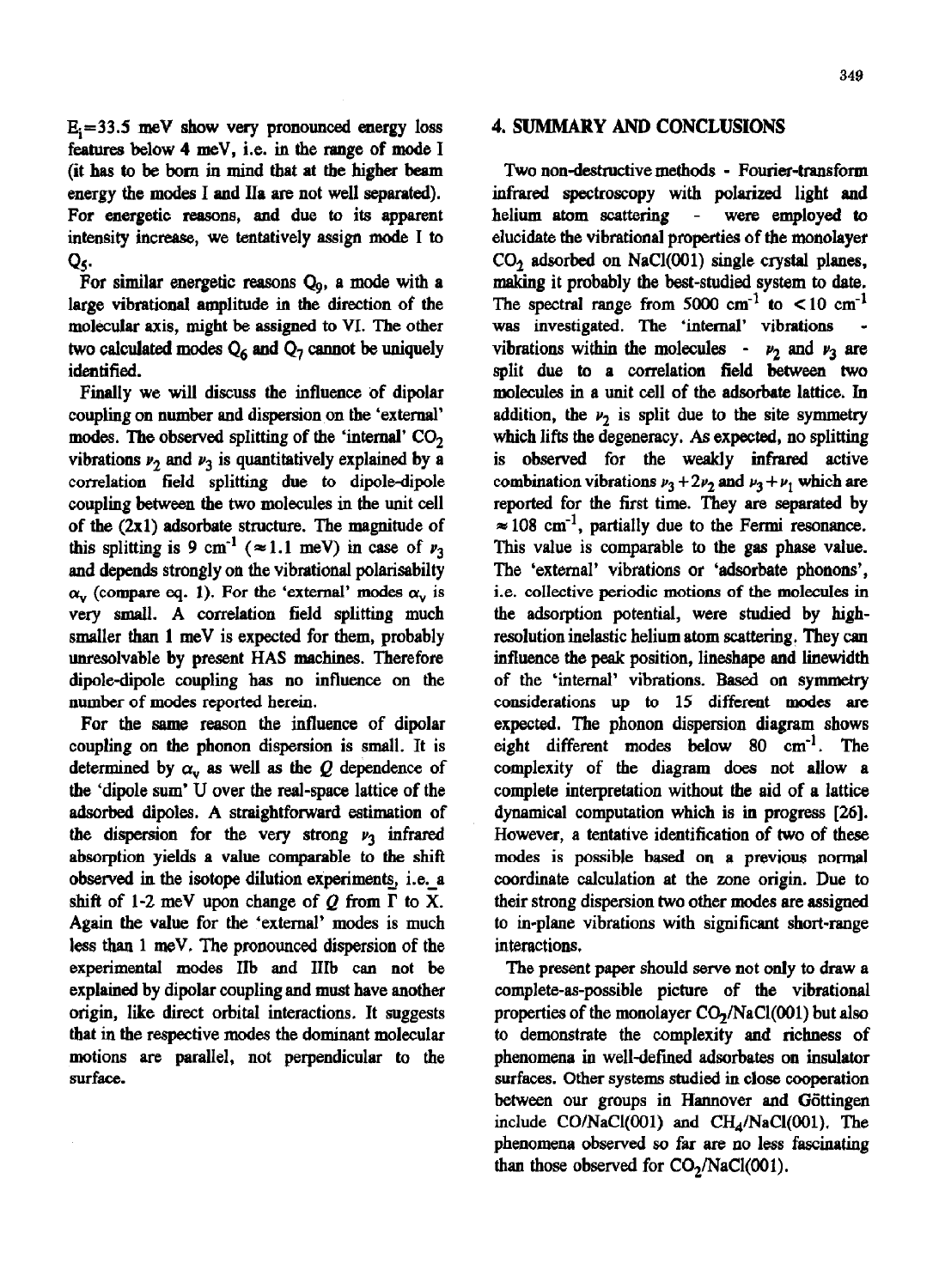$E_i$=33.5 meV show very pronounced energy loss features below 4 meV, i.e. in the range of mode I (it has to be born in mind that at the higher beam energy the modes I and IIa are not well separated). For energetic reasons, and due to its apparent intensity increase, we tentatively assign mode I to $Q_5$.

For similar energetic reasons $Q_9$, a mode with a large vibrational amplitude in the direction of the molecular axis, might be assigned to VI. The other two calculated modes $Q_6$ and $Q_7$ cannot be uniquely identified.

Finally we will discuss the influence of dipolar coupling on number and dispersion on the 'external' modes. The observed splitting of the 'internal' $CO_2$ vibrations $\nu_2$ and $\nu_3$ is quantitatively explained by a correlation field splitting due to dipole-dipole coupling between the two molecules in the unit cell of the (2x1) adsorbate structure. The magnitude of this splitting is 9 cm$^{-1}$ ($\approx$1.1 meV) in case of $\nu_3$ and depends strongly on the vibrational polarisabilty $\alpha_v$ (compare eq. 1). For the 'external' modes $\alpha_v$ is very small. A correlation field splitting much smaller than 1 meV is expected for them, probably unresolvable by present HAS machines. Therefore dipole-dipole coupling has no influence on the number of modes reported herein.

For the same reason the influence of dipolar coupling on the phonon dispersion is small. It is determined by $\alpha_v$ as well as the $Q$ dependence of the 'dipole sum' U over the real-space lattice of the adsorbed dipoles. A straightforward estimation of the dispersion for the very strong $\nu_3$ infrared absorption yields a value comparable to the shift observed in the isotope dilution experiments, i.e. a shift of 1-2 meV upon change of $Q$ from $\bar{\Gamma}$ to $\bar{X}$. Again the value for the 'external' modes is much less than 1 meV. The pronounced dispersion of the experimental modes IIb and IIIb can not be explained by dipolar coupling and must have another origin, like direct orbital interactions. It suggests that in the respective modes the dominant molecular motions are parallel, not perpendicular to the surface.

## 4. SUMMARY AND CONCLUSIONS

Two non-destructive methods - Fourier-transform infrared spectroscopy with polarized light and helium atom scattering - were employed to elucidate the vibrational properties of the monolayer $CO_2$ adsorbed on NaCl(001) single crystal planes, making it probably the best-studied system to date. The spectral range from 5000 cm$^{-1}$ to < 10 cm$^{-1}$ was investigated. The 'internal' vibrations - vibrations within the molecules - $\nu_2$ and $\nu_3$ are split due to a correlation field between two molecules in a unit cell of the adsorbate lattice. In addition, the $\nu_2$ is split due to the site symmetry which lifts the degeneracy. As expected, no splitting is observed for the weakly infrared active combination vibrations $\nu_3+2\nu_2$ and $\nu_3+\nu_1$ which are reported for the first time. They are separated by $\approx$108 cm$^{-1}$, partially due to the Fermi resonance. This value is comparable to the gas phase value. The 'external' vibrations or 'adsorbate phonons', i.e. collective periodic motions of the molecules in the adsorption potential, were studied by high-resolution inelastic helium atom scattering. They can influence the peak position, lineshape and linewidth of the 'internal' vibrations. Based on symmetry considerations up to 15 different modes are expected. The phonon dispersion diagram shows eight different modes below 80 cm$^{-1}$. The complexity of the diagram does not allow a complete interpretation without the aid of a lattice dynamical computation which is in progress [26]. However, a tentative identification of two of these modes is possible based on a previous normal coordinate calculation at the zone origin. Due to their strong dispersion two other modes are assigned to in-plane vibrations with significant short-range interactions.

The present paper should serve not only to draw a complete-as-possible picture of the vibrational properties of the monolayer $CO_2$/NaCl(001) but also to demonstrate the complexity and richness of phenomena in well-defined adsorbates on insulator surfaces. Other systems studied in close cooperation between our groups in Hannover and Göttingen include CO/NaCl(001) and $CH_4$/NaCl(001). The phenomena observed so far are no less fascinating than those observed for $CO_2$/NaCl(001).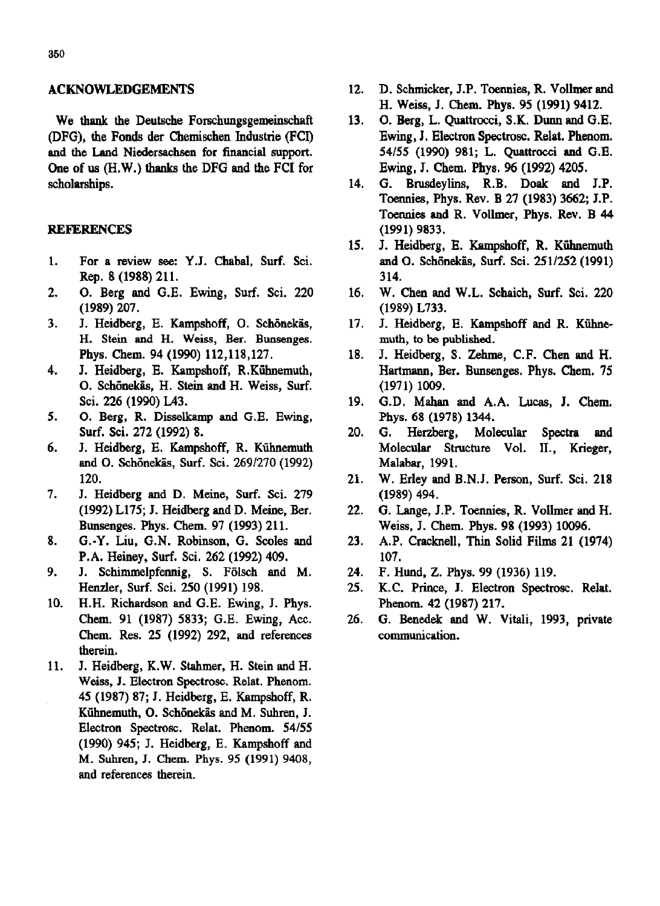## ACKNOWLEDGEMENTS

We thank the Deutsche Forschungsgemeinschaft (DFG), the Fonds der Chemischen Industrie (FCI) and the Land Niedersachsen for financial support. One of us (H.W.) thanks the DFG and the FCI for scholarships.

## REFERENCES

1. For a review see: Y.J. Chabal, Surf. Sci. Rep. 8 (1988) 211.
2. O. Berg and G.E. Ewing, Surf. Sci. 220 (1989) 207.
3. J. Heidberg, E. Kampshoff, O. Schönekäs, H. Stein and H. Weiss, Ber. Bunsenges. Phys. Chem. 94 (1990) 112,118,127.
4. J. Heidberg, E. Kampshoff, R.Kühnemuth, O. Schönekäs, H. Stein and H. Weiss, Surf. Sci. 226 (1990) L43.
5. O. Berg, R. Disselkamp and G.E. Ewing, Surf. Sci. 272 (1992) 8.
6. J. Heidberg, E. Kampshoff, R. Kühnemuth and O. Schönekäs, Surf. Sci. 269/270 (1992) 120.
7. J. Heidberg and D. Meine, Surf. Sci. 279 (1992) L175; J. Heidberg and D. Meine, Ber. Bunsenges. Phys. Chem. 97 (1993) 211.
8. G.-Y. Liu, G.N. Robinson, G. Scoles and P.A. Heiney, Surf. Sci. 262 (1992) 409.
9. J. Schimmelpfennig, S. Fölsch and M. Henzler, Surf. Sci. 250 (1991) 198.
10. H.H. Richardson and G.E. Ewing, J. Phys. Chem. 91 (1987) 5833; G.E. Ewing, Acc. Chem. Res. 25 (1992) 292, and references therein.
11. J. Heidberg, K.W. Stahmer, H. Stein and H. Weiss, J. Electron Spectrosc. Relat. Phenom. 45 (1987) 87; J. Heidberg, E. Kampshoff, R. Kühnemuth, O. Schönekäs and M. Suhren, J. Electron Spectrosc. Relat. Phenom. 54/55 (1990) 945; J. Heidberg, E. Kampshoff and M. Suhren, J. Chem. Phys. 95 (1991) 9408, and references therein.
12. D. Schmicker, J.P. Toennies, R. Vollmer and H. Weiss, J. Chem. Phys. 95 (1991) 9412.
13. O. Berg, L. Quattrocci, S.K. Dunn and G.E. Ewing, J. Electron Spectrosc. Relat. Phenom. 54/55 (1990) 981; L. Quattrocci and G.E. Ewing, J. Chem. Phys. 96 (1992) 4205.
14. G. Brusdeylins, R.B. Doak and J.P. Toennies, Phys. Rev. B 27 (1983) 3662; J.P. Toennies and R. Vollmer, Phys. Rev. B 44 (1991) 9833.
15. J. Heidberg, E. Kampshoff, R. Kühnemuth and O. Schönekäs, Surf. Sci. 251/252 (1991) 314.
16. W. Chen and W.L. Schaich, Surf. Sci. 220 (1989) L733.
17. J. Heidberg, E. Kampshoff and R. Kühnemuth, to be published.
18. J. Heidberg, S. Zehme, C.F. Chen and H. Hartmann, Ber. Bunsenges. Phys. Chem. 75 (1971) 1009.
19. G.D. Mahan and A.A. Lucas, J. Chem. Phys. 68 (1978) 1344.
20. G. Herzberg, Molecular Spectra and Molecular Structure Vol. II., Krieger, Malabar, 1991.
21. W. Erley and B.N.J. Person, Surf. Sci. 218 (1989) 494.
22. G. Lange, J.P. Toennies, R. Vollmer and H. Weiss, J. Chem. Phys. 98 (1993) 10096.
23. A.P. Cracknell, Thin Solid Films 21 (1974) 107.
24. F. Hund, Z. Phys. 99 (1936) 119.
25. K.C. Prince, J. Electron Spectrosc. Relat. Phenom. 42 (1987) 217.
26. G. Benedek and W. Vitali, 1993, private communication.